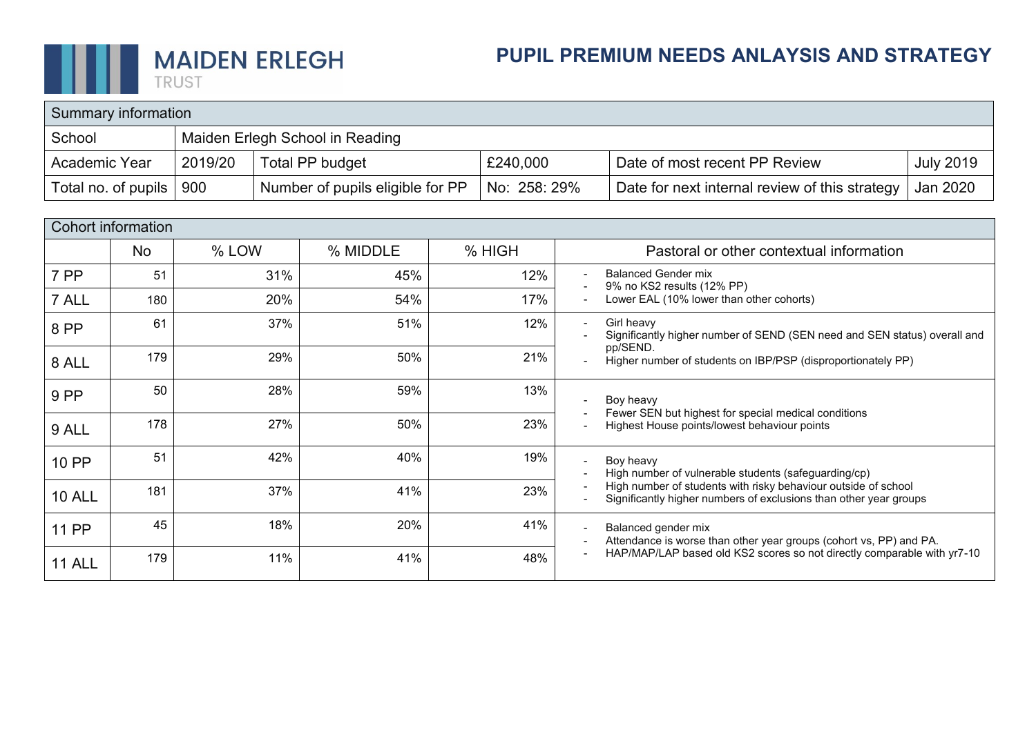MAIDEN ERLEGH TRUST

# PUPIL PREMIUM NEEDS ANLAYSIS AND STRATEGY

| Summary information | | | | | |
|---|---|---|---|---|---|
| School | Maiden Erlegh School in Reading | | | | |
| Academic Year | 2019/20 | Total PP budget | £240,000 | Date of most recent PP Review | July 2019 |
| Total no. of pupils | 900 | Number of pupils eligible for PP | No: 258: 29% | Date for next internal review of this strategy | Jan 2020 |

| Cohort information | | | | | |
|---|---|---|---|---|---|
| | No | % LOW | % MIDDLE | % HIGH | Pastoral or other contextual information |
| 7 PP | 51 | 31% | 45% | 12% | - Balanced Gender mix<br>- 9% no KS2 results (12% PP)<br>- Lower EAL (10% lower than other cohorts) |
| 7 ALL | 180 | 20% | 54% | 17% | |
| 8 PP | 61 | 37% | 51% | 12% | - Girl heavy<br>- Significantly higher number of SEND (SEN need and SEN status) overall and pp/SEND.<br>- Higher number of students on IBP/PSP (disproportionately PP) |
| 8 ALL | 179 | 29% | 50% | 21% | |
| 9 PP | 50 | 28% | 59% | 13% | - Boy heavy<br>- Fewer SEN but highest for special medical conditions<br>- Highest House points/lowest behaviour points |
| 9 ALL | 178 | 27% | 50% | 23% | |
| 10 PP | 51 | 42% | 40% | 19% | - Boy heavy<br>- High number of vulnerable students (safeguarding/cp)<br>- High number of students with risky behaviour outside of school<br>- Significantly higher numbers of exclusions than other year groups |
| 10 ALL | 181 | 37% | 41% | 23% | |
| 11 PP | 45 | 18% | 20% | 41% | - Balanced gender mix<br>- Attendance is worse than other year groups (cohort vs, PP) and PA.<br>- HAP/MAP/LAP based old KS2 scores so not directly comparable with yr7-10 |
| 11 ALL | 179 | 11% | 41% | 48% | |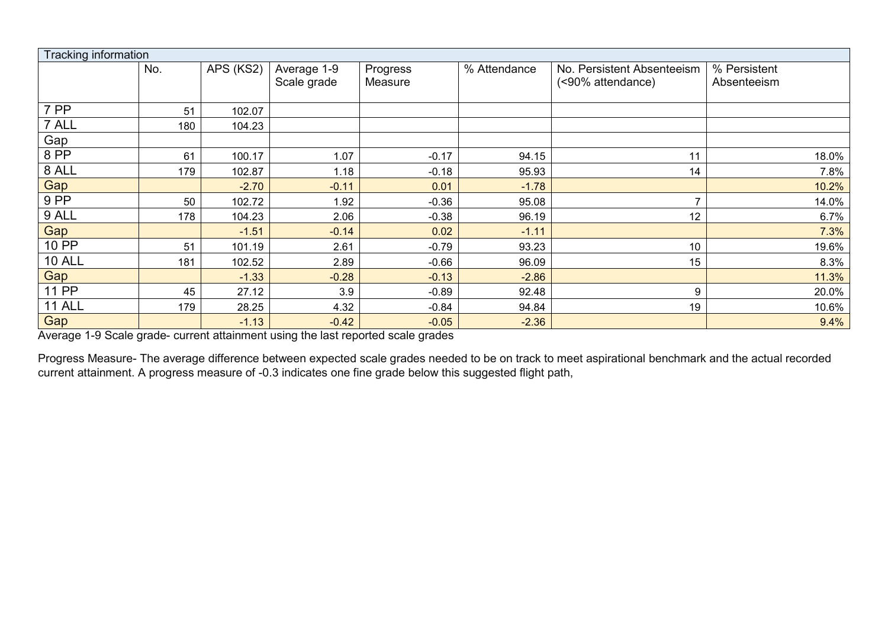| Tracking information | | | | | | | |
|---|---|---|---|---|---|---|---|
| | No. | APS (KS2) | Average 1-9 Scale grade | Progress Measure | % Attendance | No. Persistent Absenteeism (<90% attendance) | % Persistent Absenteeism |
| 7 PP | 51 | 102.07 | | | | | |
| 7 ALL | 180 | 104.23 | | | | | |
| Gap | | | | | | | |
| 8 PP | 61 | 100.17 | 1.07 | -0.17 | 94.15 | 11 | 18.0% |
| 8 ALL | 179 | 102.87 | 1.18 | -0.18 | 95.93 | 14 | 7.8% |
| Gap | | -2.70 | -0.11 | 0.01 | -1.78 | | 10.2% |
| 9 PP | 50 | 102.72 | 1.92 | -0.36 | 95.08 | 7 | 14.0% |
| 9 ALL | 178 | 104.23 | 2.06 | -0.38 | 96.19 | 12 | 6.7% |
| Gap | | -1.51 | -0.14 | 0.02 | -1.11 | | 7.3% |
| 10 PP | 51 | 101.19 | 2.61 | -0.79 | 93.23 | 10 | 19.6% |
| 10 ALL | 181 | 102.52 | 2.89 | -0.66 | 96.09 | 15 | 8.3% |
| Gap | | -1.33 | -0.28 | -0.13 | -2.86 | | 11.3% |
| 11 PP | 45 | 27.12 | 3.9 | -0.89 | 92.48 | 9 | 20.0% |
| 11 ALL | 179 | 28.25 | 4.32 | -0.84 | 94.84 | 19 | 10.6% |
| Gap | | -1.13 | -0.42 | -0.05 | -2.36 | | 9.4% |

Average 1-9 Scale grade- current attainment using the last reported scale grades

Progress Measure- The average difference between expected scale grades needed to be on track to meet aspirational benchmark and the actual recorded current attainment. A progress measure of -0.3 indicates one fine grade below this suggested flight path,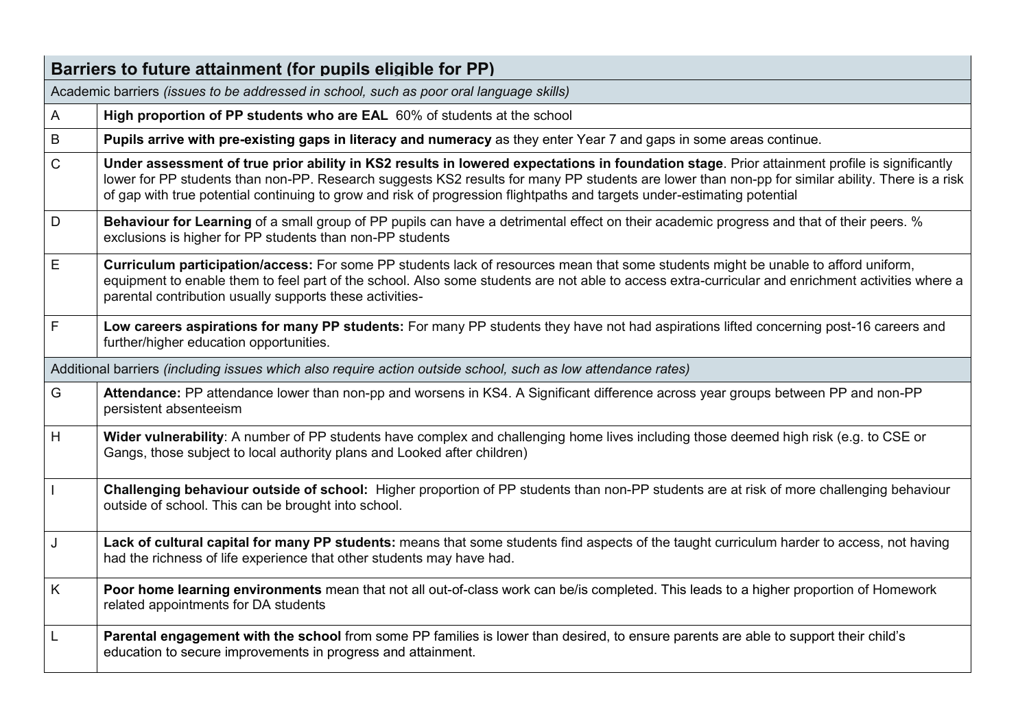| Barriers to future attainment (for pupils eligible for PP) | |
|---|---|
| Academic barriers *(issues to be addressed in school, such as poor oral language skills)* | |
| A | **High proportion of PP students who are EAL** 60% of students at the school |
| B | **Pupils arrive with pre-existing gaps in literacy and numeracy** as they enter Year 7 and gaps in some areas continue. |
| C | **Under assessment of true prior ability in KS2 results in lowered expectations in foundation stage**. Prior attainment profile is significantly lower for PP students than non-PP. Research suggests KS2 results for many PP students are lower than non-pp for similar ability. There is a risk of gap with true potential continuing to grow and risk of progression flightpaths and targets under-estimating potential |
| D | **Behaviour for Learning** of a small group of PP pupils can have a detrimental effect on their academic progress and that of their peers. % exclusions is higher for PP students than non-PP students |
| E | **Curriculum participation/access:** For some PP students lack of resources mean that some students might be unable to afford uniform, equipment to enable them to feel part of the school. Also some students are not able to access extra-curricular and enrichment activities where a parental contribution usually supports these activities- |
| F | **Low careers aspirations for many PP students:** For many PP students they have not had aspirations lifted concerning post-16 careers and further/higher education opportunities. |
| Additional barriers *(including issues which also require action outside school, such as low attendance rates)* | |
| G | **Attendance:** PP attendance lower than non-pp and worsens in KS4. A Significant difference across year groups between PP and non-PP persistent absenteeism |
| H | **Wider vulnerability**: A number of PP students have complex and challenging home lives including those deemed high risk (e.g. to CSE or Gangs, those subject to local authority plans and Looked after children) |
| I | **Challenging behaviour outside of school:** Higher proportion of PP students than non-PP students are at risk of more challenging behaviour outside of school. This can be brought into school. |
| J | **Lack of cultural capital for many PP students:** means that some students find aspects of the taught curriculum harder to access, not having had the richness of life experience that other students may have had. |
| K | **Poor home learning environments** mean that not all out-of-class work can be/is completed. This leads to a higher proportion of Homework related appointments for DA students |
| L | **Parental engagement with the school** from some PP families is lower than desired, to ensure parents are able to support their child's education to secure improvements in progress and attainment. |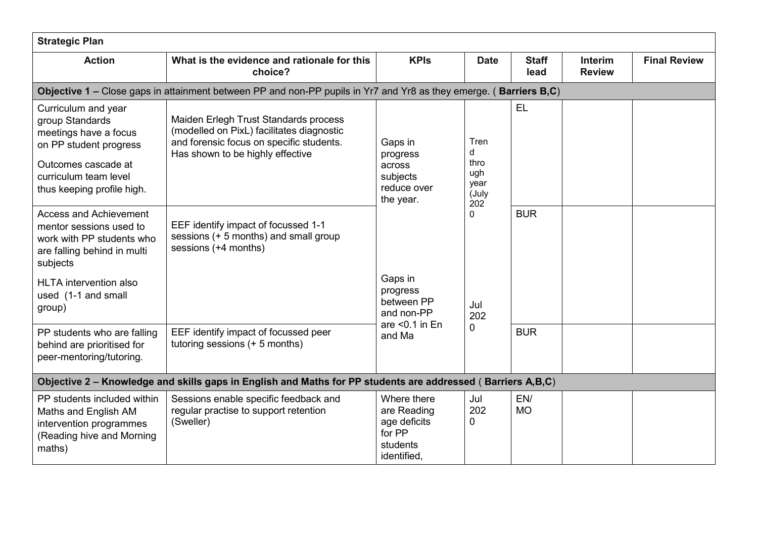| **Strategic Plan** | | | | | | |
|---|---|---|---|---|---|---|
| **Action** | **What is the evidence and rationale for this choice?** | **KPIs** | **Date** | **Staff lead** | **Interim Review** | **Final Review** |
| **Objective 1 –** Close gaps in attainment between PP and non-PP pupils in Yr7 and Yr8 as they emerge. ( **Barriers B,C**) | | | | | | |
| Curriculum and year group Standards meetings have a focus on PP student progress<br><br>Outcomes cascade at curriculum team level thus keeping profile high. | Maiden Erlegh Trust Standards process (modelled on PixL) facilitates diagnostic and forensic focus on specific students. Has shown to be highly effective | Gaps in progress across subjects reduce over the year. | Trend through year (July 2020 | EL | | |
| Access and Achievement mentor sessions used to work with PP students who are falling behind in multi subjects<br><br>HLTA intervention also used (1-1 and small group) | EEF identify impact of focussed 1-1 sessions (+ 5 months) and small group sessions (+4 months) | Gaps in progress between PP and non-PP are <0.1 in En and Ma | Jul 2020 | BUR | | |
| PP students who are falling behind are prioritised for peer-mentoring/tutoring. | EEF identify impact of focussed peer tutoring sessions (+ 5 months) | | | BUR | | |
| **Objective 2 – Knowledge and skills gaps in English and Maths for PP students are addressed** ( **Barriers A,B,C**) | | | | | | |
| PP students included within Maths and English AM intervention programmes (Reading hive and Morning maths) | Sessions enable specific feedback and regular practise to support retention (Sweller) | Where there are Reading age deficits for PP students identified, | Jul 2020 | EN/ MO | | |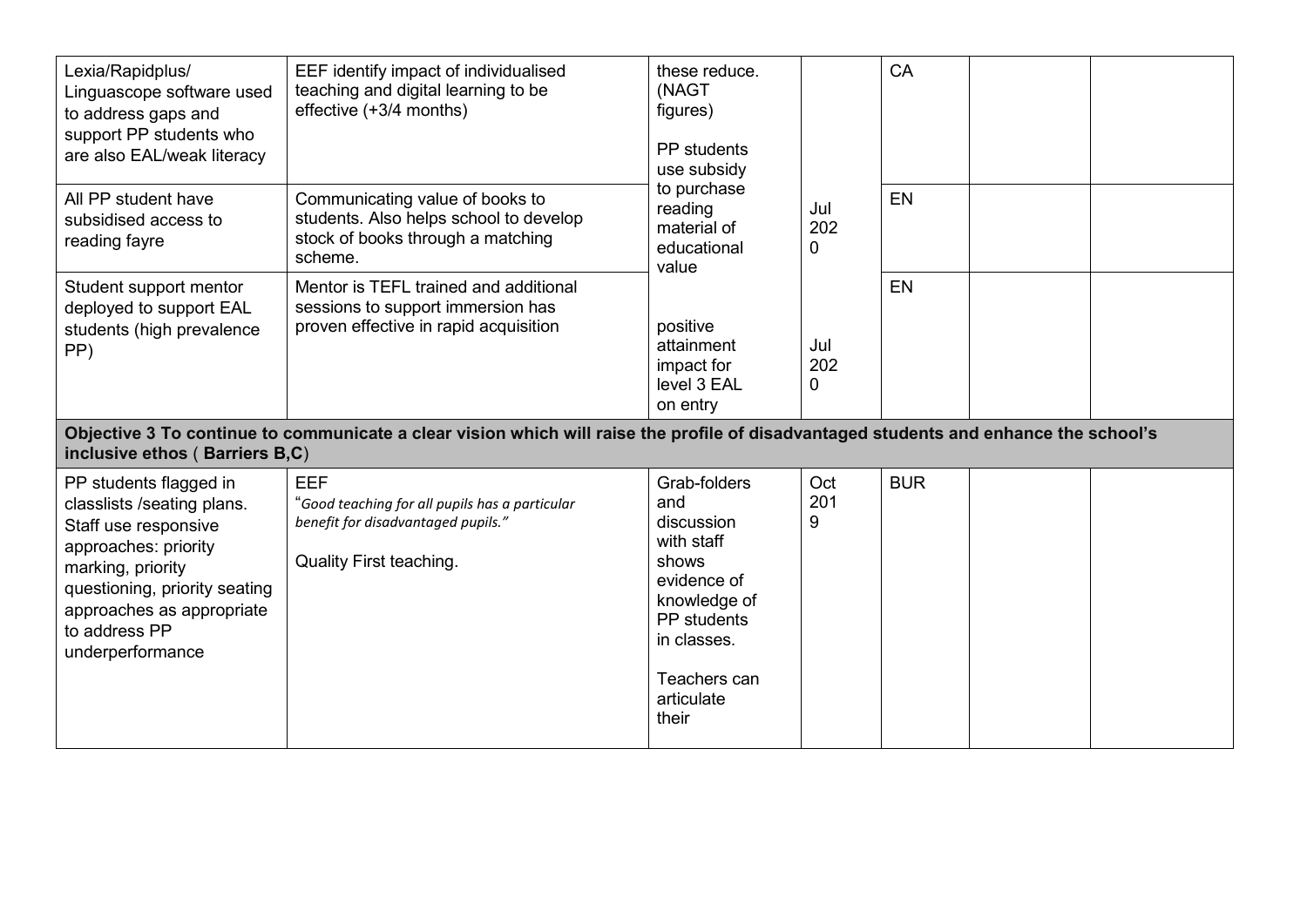| | | | | | | |
|---|---|---|---|---|---|---|
| Lexia/Rapidplus/ Linguascope software used to address gaps and support PP students who are also EAL/weak literacy | EEF identify impact of individualised teaching and digital learning to be effective (+3/4 months) | these reduce. (NAGT figures) PP students use subsidy to purchase reading material of educational value | Jul 2020 | CA | | |
| All PP student have subsidised access to reading fayre | Communicating value of books to students. Also helps school to develop stock of books through a matching scheme. | | | EN | | |
| Student support mentor deployed to support EAL students (high prevalence PP) | Mentor is TEFL trained and additional sessions to support immersion has proven effective in rapid acquisition | positive attainment impact for level 3 EAL on entry | Jul 2020 | EN | | |
| **Objective 3 To continue to communicate a clear vision which will raise the profile of disadvantaged students and enhance the school's inclusive ethos** ( **Barriers B,C**) | | | | | | |
| PP students flagged in classlists /seating plans. Staff use responsive approaches: priority marking, priority questioning, priority seating approaches as appropriate to address PP underperformance | EEF "*Good teaching for all pupils has a particular benefit for disadvantaged pupils.*" Quality First teaching. | Grab-folders and discussion with staff shows evidence of knowledge of PP students in classes. Teachers can articulate their | Oct 2019 | BUR | | |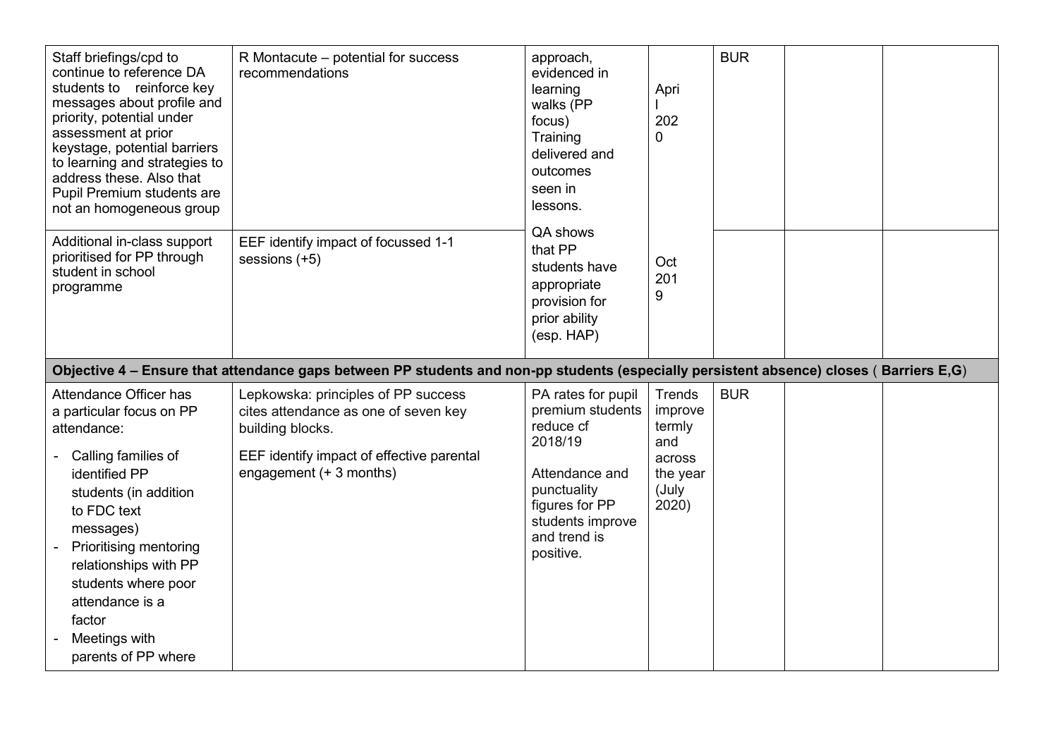| | | | | | | |
|---|---|---|---|---|---|---|
| Staff briefings/cpd to continue to reference DA students to reinforce key messages about profile and priority, potential under assessment at prior keystage, potential barriers to learning and strategies to address these. Also that Pupil Premium students are not an homogeneous group | R Montacute – potential for success recommendations | approach, evidenced in learning walks (PP focus) Training delivered and outcomes seen in lessons. | April 2020 | BUR | | |
| Additional in-class support prioritised for PP through student in school programme | EEF identify impact of focussed 1-1 sessions (+5) | QA shows that PP students have appropriate provision for prior ability (esp. HAP) | Oct 2019 | | | |
| **Objective 4 – Ensure that attendance gaps between PP students and non-pp students (especially persistent absence) closes ( Barriers E,G)** | | | | | | |
| Attendance Officer has a particular focus on PP attendance:<br>- Calling families of identified PP students (in addition to FDC text messages)<br>- Prioritising mentoring relationships with PP students where poor attendance is a factor<br>- Meetings with parents of PP where | Lepkowska: principles of PP success cites attendance as one of seven key building blocks.<br><br>EEF identify impact of effective parental engagement (+ 3 months) | PA rates for pupil premium students reduce cf 2018/19<br><br>Attendance and punctuality figures for PP students improve and trend is positive. | Trends improve termly and across the year (July 2020) | BUR | | |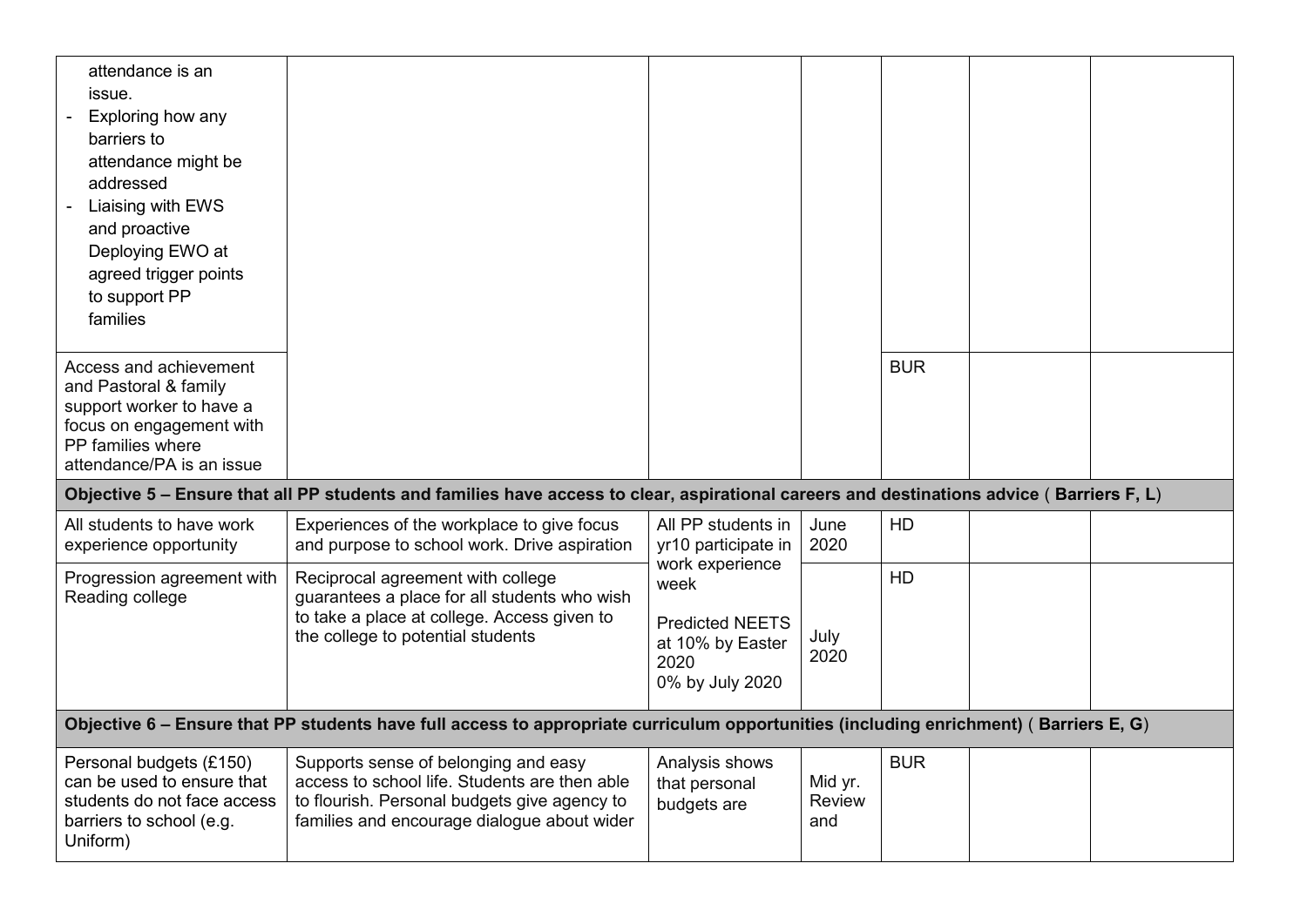| | | | | | | |
|---|---|---|---|---|---|---|
| attendance is an issue.<br>- Exploring how any barriers to attendance might be addressed<br>- Liaising with EWS and proactive Deploying EWO at agreed trigger points to support PP families | | | | | | |
| Access and achievement and Pastoral & family support worker to have a focus on engagement with PP families where attendance/PA is an issue | | | | BUR | | |
| **Objective 5 – Ensure that all PP students and families have access to clear, aspirational careers and destinations advice** ( **Barriers F, L**) | | | | | | |
| All students to have work experience opportunity | Experiences of the workplace to give focus and purpose to school work. Drive aspiration | All PP students in yr10 participate in work experience week | June 2020 | HD | | |
| Progression agreement with Reading college | Reciprocal agreement with college guarantees a place for all students who wish to take a place at college. Access given to the college to potential students | Predicted NEETS at 10% by Easter 2020<br>0% by July 2020 | July 2020 | HD | | |
| **Objective 6 – Ensure that PP students have full access to appropriate curriculum opportunities (including enrichment)** ( **Barriers E, G**) | | | | | | |
| Personal budgets (£150) can be used to ensure that students do not face access barriers to school (e.g. Uniform) | Supports sense of belonging and easy access to school life. Students are then able to flourish. Personal budgets give agency to families and encourage dialogue about wider | Analysis shows that personal budgets are | Mid yr. Review and | BUR | | |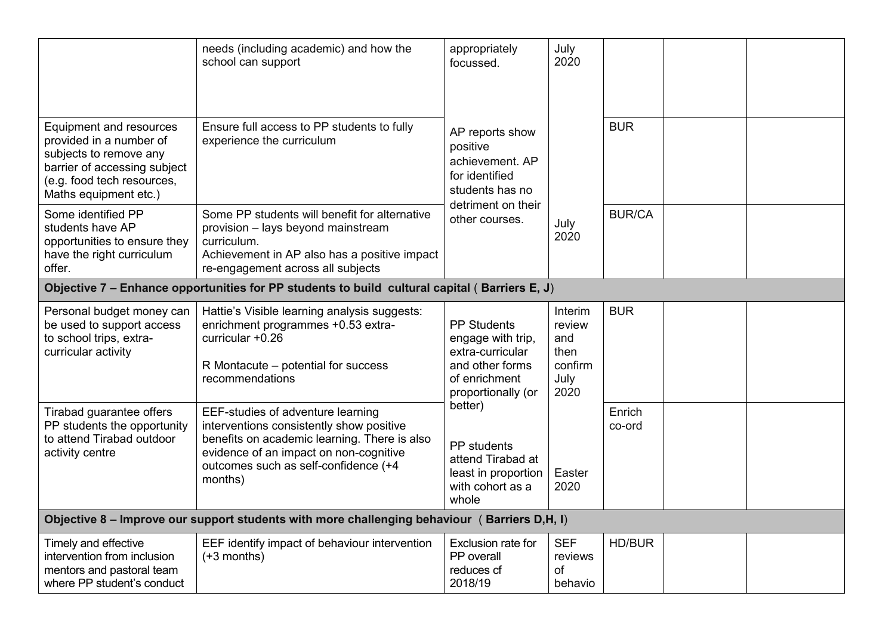| | | | | | | |
|---|---|---|---|---|---|---|
| | needs (including academic) and how the school can support | appropriately focussed. | July 2020 | | | |
| Equipment and resources provided in a number of subjects to remove any barrier of accessing subject (e.g. food tech resources, Maths equipment etc.) | Ensure full access to PP students to fully experience the curriculum | AP reports show positive achievement. AP for identified students has no detriment on their other courses. | | BUR | | |
| Some identified PP students have AP opportunities to ensure they have the right curriculum offer. | Some PP students will benefit for alternative provision – lays beyond mainstream curriculum. Achievement in AP also has a positive impact re-engagement across all subjects | | July 2020 | BUR/CA | | |
| **Objective 7 – Enhance opportunities for PP students to build cultural capital ( Barriers E, J)** | | | | | | |
| Personal budget money can be used to support access to school trips, extra-curricular activity | Hattie's Visible learning analysis suggests: enrichment programmes +0.53 extra-curricular +0.26<br><br>R Montacute – potential for success recommendations | PP Students engage with trip, extra-curricular and other forms of enrichment proportionally (or better) | Interim review and then confirm July 2020 | BUR | | |
| Tirabad guarantee offers PP students the opportunity to attend Tirabad outdoor activity centre | EEF-studies of adventure learning interventions consistently show positive benefits on academic learning. There is also evidence of an impact on non-cognitive outcomes such as self-confidence (+4 months) | PP students attend Tirabad at least in proportion with cohort as a whole | Easter 2020 | Enrich co-ord | | |
| **Objective 8 – Improve our support students with more challenging behaviour ( Barriers D,H, I)** | | | | | | |
| Timely and effective intervention from inclusion mentors and pastoral team where PP student's conduct | EEF identify impact of behaviour intervention (+3 months) | Exclusion rate for PP overall reduces cf 2018/19 | SEF reviews of behavio | HD/BUR | | |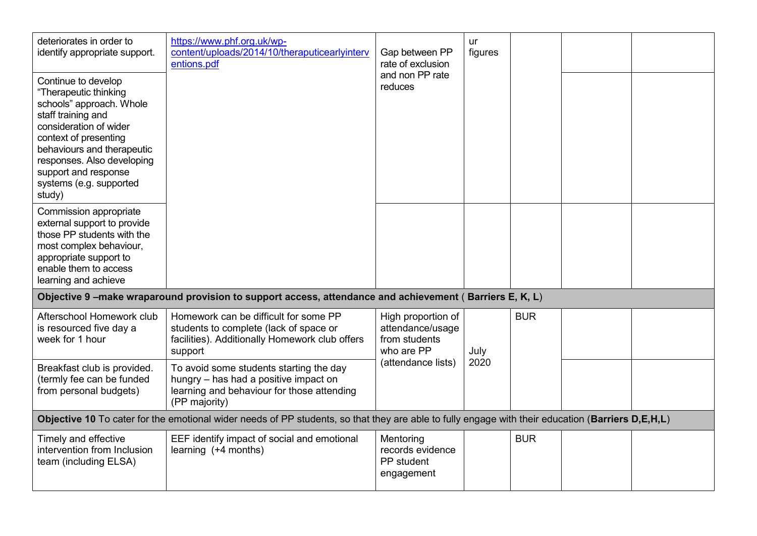| | | | | | | |
|---|---|---|---|---|---|---|
| deteriorates in order to identify appropriate support. | https://www.phf.org.uk/wp-content/uploads/2014/10/theraputicearlyinterventions.pdf | Gap between PP rate of exclusion and non PP rate reduces | ur figures | | | |
| Continue to develop "Therapeutic thinking schools" approach. Whole staff training and consideration of wider context of presenting behaviours and therapeutic responses. Also developing support and response systems (e.g. supported study) | | | | | | |
| Commission appropriate external support to provide those PP students with the most complex behaviour, appropriate support to enable them to access learning and achieve | | | | | | |
| **Objective 9 –make wraparound provision to support access, attendance and achievement** ( **Barriers E, K, L**) | | | | | | |
| Afterschool Homework club is resourced five day a week for 1 hour | Homework can be difficult for some PP students to complete (lack of space or facilities). Additionally Homework club offers support | High proportion of attendance/usage from students who are PP (attendance lists) | July 2020 | BUR | | |
| Breakfast club is provided. (termly fee can be funded from personal budgets) | To avoid some students starting the day hungry – has had a positive impact on learning and behaviour for those attending (PP majority) | | | | | |
| **Objective 10** To cater for the emotional wider needs of PP students, so that they are able to fully engage with their education (**Barriers D,E,H,L**) | | | | | | |
| Timely and effective intervention from Inclusion team (including ELSA) | EEF identify impact of social and emotional learning (+4 months) | Mentoring records evidence PP student engagement | | BUR | | |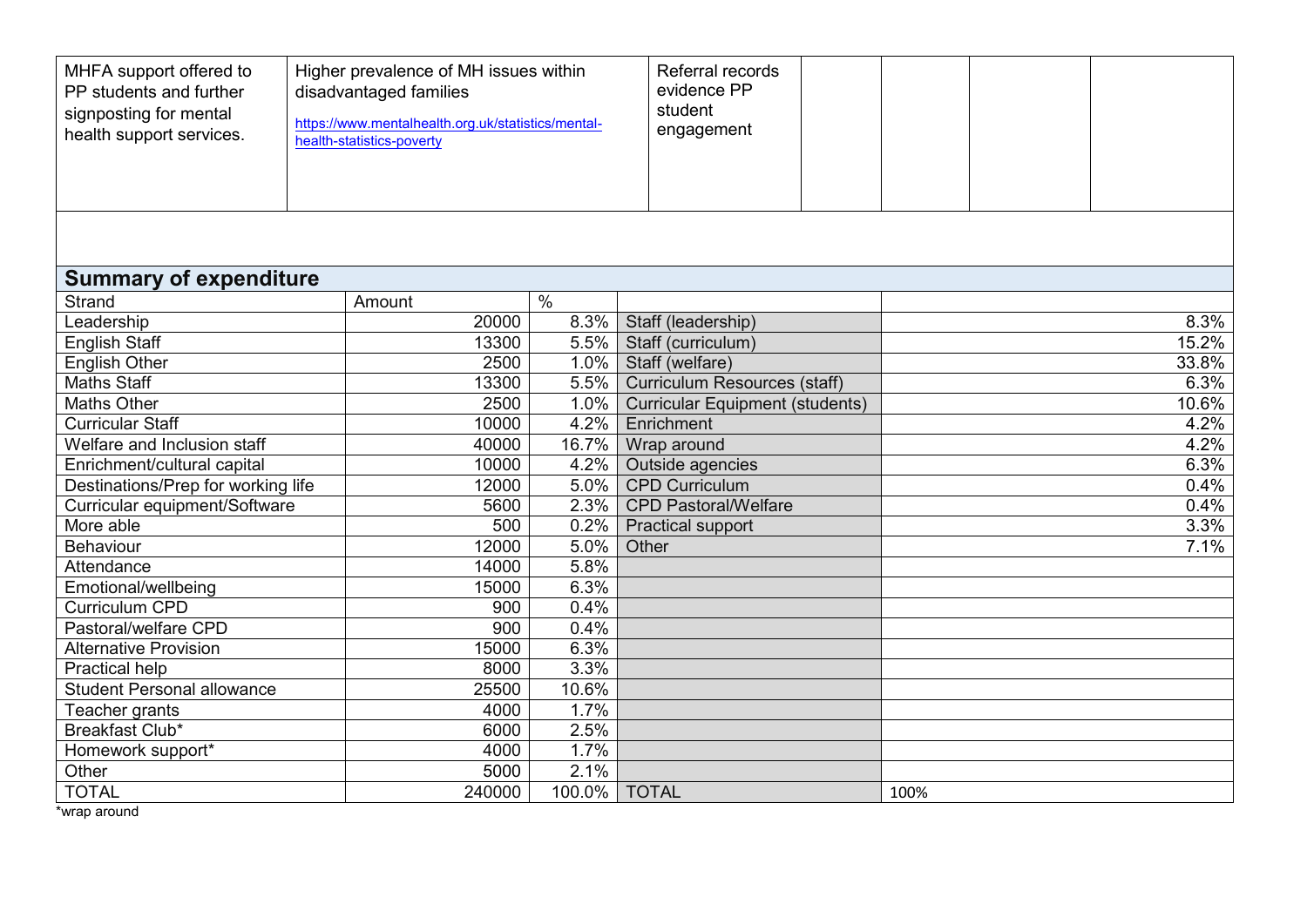| | | | | | | |
|---|---|---|---|---|---|---|
| MHFA support offered to PP students and further signposting for mental health support services. | Higher prevalence of MH issues within disadvantaged families<br>https://www.mentalhealth.org.uk/statistics/mental-health-statistics-poverty | Referral records evidence PP student engagement | | | | |

## Summary of expenditure

| Strand | Amount | % | | |
|---|---|---|---|---|
| Leadership | 20000 | 8.3% | Staff (leadership) | 8.3% |
| English Staff | 13300 | 5.5% | Staff (curriculum) | 15.2% |
| English Other | 2500 | 1.0% | Staff (welfare) | 33.8% |
| Maths Staff | 13300 | 5.5% | Curriculum Resources (staff) | 6.3% |
| Maths Other | 2500 | 1.0% | Curricular Equipment (students) | 10.6% |
| Curricular Staff | 10000 | 4.2% | Enrichment | 4.2% |
| Welfare and Inclusion staff | 40000 | 16.7% | Wrap around | 4.2% |
| Enrichment/cultural capital | 10000 | 4.2% | Outside agencies | 6.3% |
| Destinations/Prep for working life | 12000 | 5.0% | CPD Curriculum | 0.4% |
| Curricular equipment/Software | 5600 | 2.3% | CPD Pastoral/Welfare | 0.4% |
| More able | 500 | 0.2% | Practical support | 3.3% |
| Behaviour | 12000 | 5.0% | Other | 7.1% |
| Attendance | 14000 | 5.8% | | |
| Emotional/wellbeing | 15000 | 6.3% | | |
| Curriculum CPD | 900 | 0.4% | | |
| Pastoral/welfare CPD | 900 | 0.4% | | |
| Alternative Provision | 15000 | 6.3% | | |
| Practical help | 8000 | 3.3% | | |
| Student Personal allowance | 25500 | 10.6% | | |
| Teacher grants | 4000 | 1.7% | | |
| Breakfast Club* | 6000 | 2.5% | | |
| Homework support* | 4000 | 1.7% | | |
| Other | 5000 | 2.1% | | |
| TOTAL | 240000 | 100.0% | TOTAL | 100% |

*wrap around